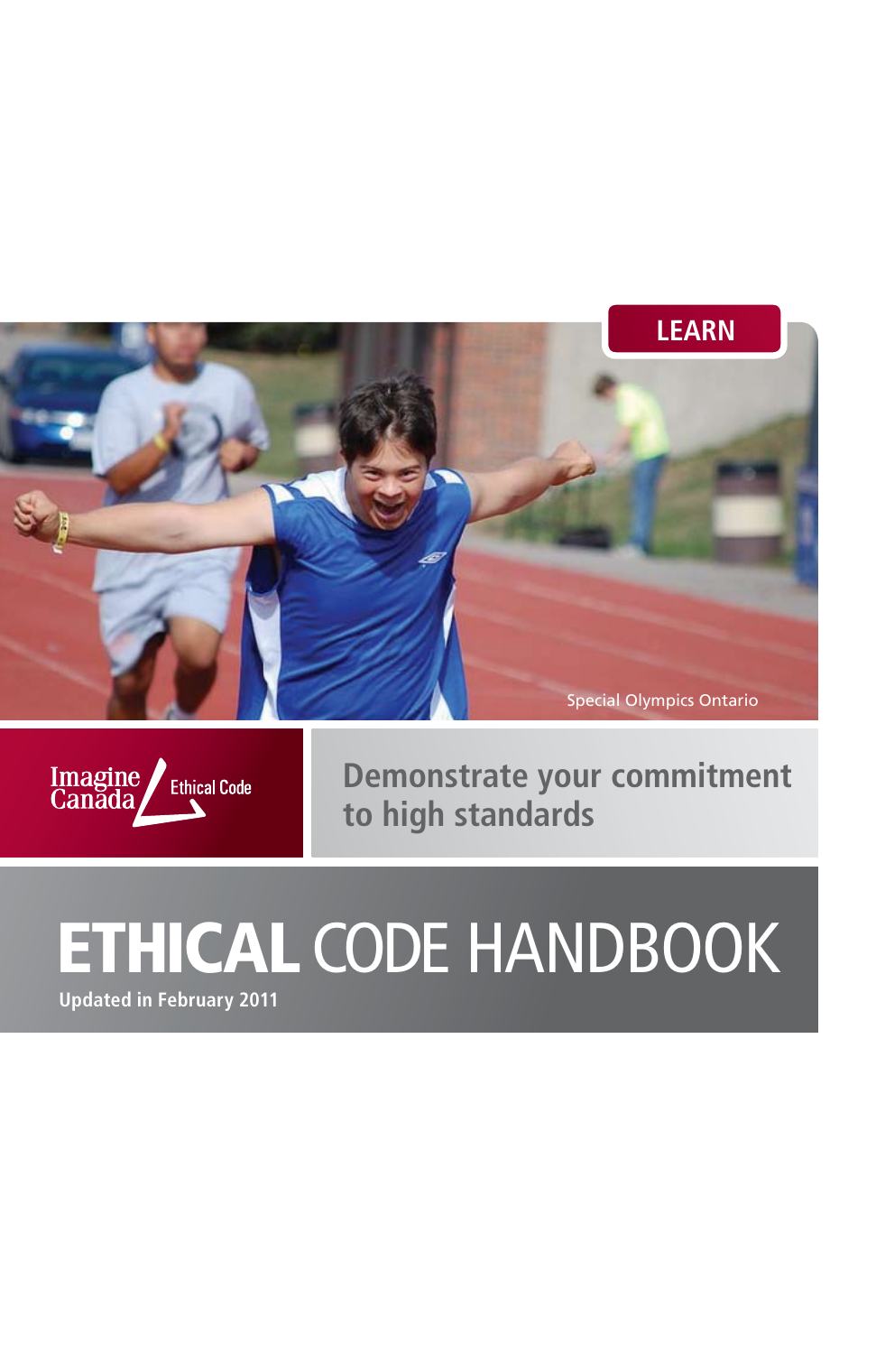LEARN

Special Olympics Ontario

Imagine Canada Ethical Code

Demonstrate your commitment to high standards

# ETHICAL CODE HANDBOOK

**Updated in February 2011**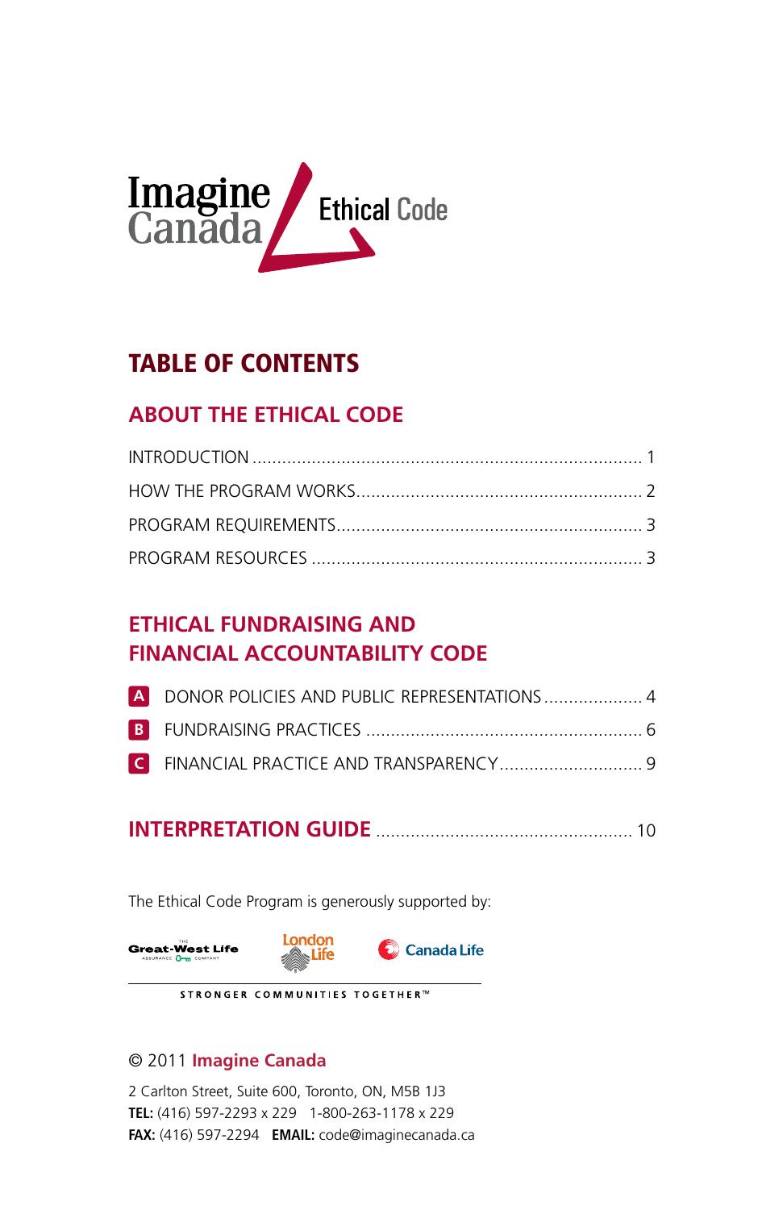Imagine Canada Ethical Code

# TABLE OF CONTENTS

## ABOUT THE ETHICAL CODE

INTRODUCTION ............................................................................ 1

HOW THE PROGRAM WORKS........................................................ 2

PROGRAM REQUIREMENTS............................................................ 3

PROGRAM RESOURCES ................................................................. 3

## ETHICAL FUNDRAISING AND FINANCIAL ACCOUNTABILITY CODE

**A** DONOR POLICIES AND PUBLIC REPRESENTATIONS .................... 4

**B** FUNDRAISING PRACTICES ....................................................... 6

**C** FINANCIAL PRACTICE AND TRANSPARENCY............................. 9

## INTERPRETATION GUIDE .................................................. 10

The Ethical Code Program is generously supported by:

Great-West Life Assurance Company | London Life | Canada Life

STRONGER COMMUNITIES TOGETHER™

© 2011 **Imagine Canada**

2 Carlton Street, Suite 600, Toronto, ON, M5B 1J3
**TEL:** (416) 597-2293 x 229 1-800-263-1178 x 229
**FAX:** (416) 597-2294 **EMAIL:** code@imaginecanada.ca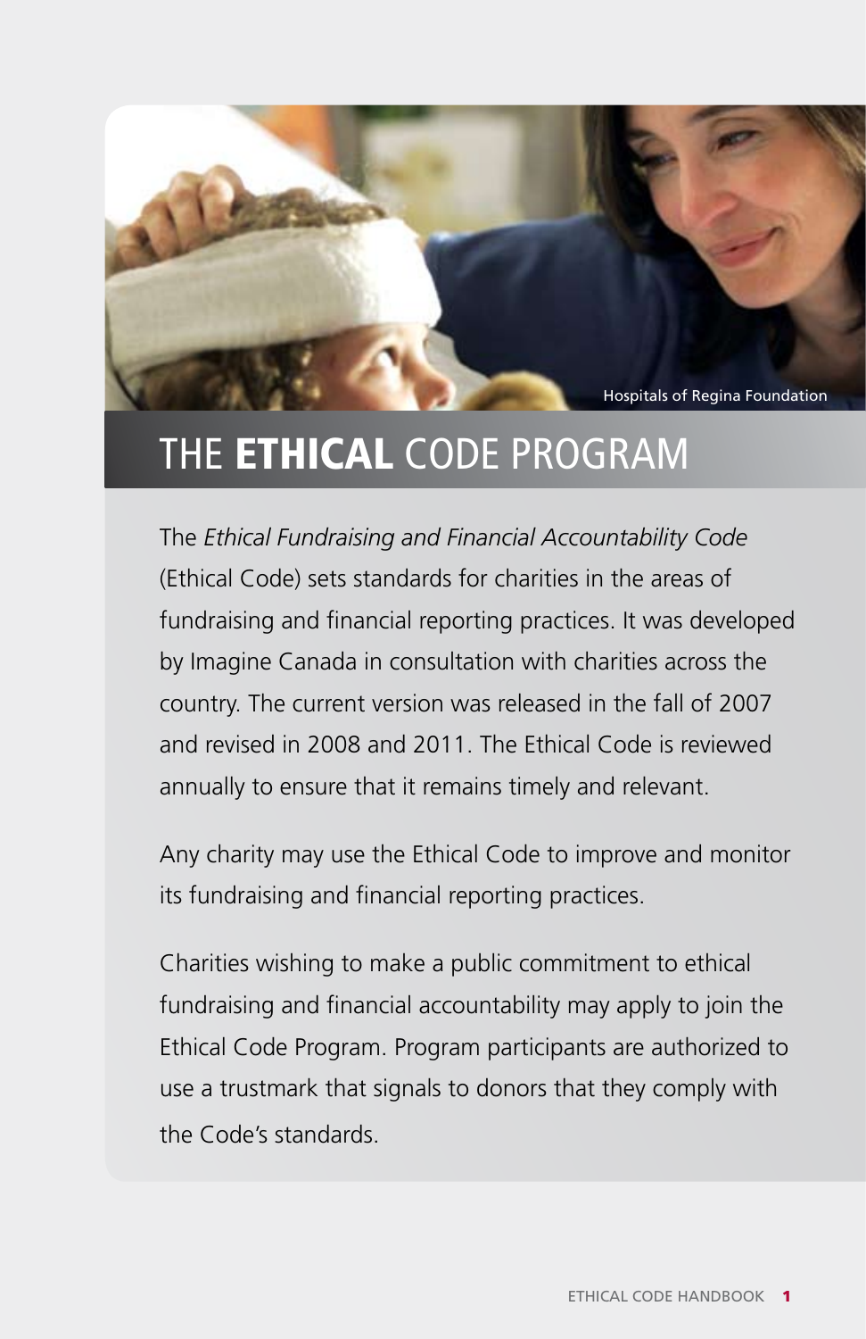Hospitals of Regina Foundation

# THE **ETHICAL** CODE PROGRAM

The *Ethical Fundraising and Financial Accountability Code* (Ethical Code) sets standards for charities in the areas of fundraising and financial reporting practices. It was developed by Imagine Canada in consultation with charities across the country. The current version was released in the fall of 2007 and revised in 2008 and 2011. The Ethical Code is reviewed annually to ensure that it remains timely and relevant.

Any charity may use the Ethical Code to improve and monitor its fundraising and financial reporting practices.

Charities wishing to make a public commitment to ethical fundraising and financial accountability may apply to join the Ethical Code Program. Program participants are authorized to use a trustmark that signals to donors that they comply with the Code's standards.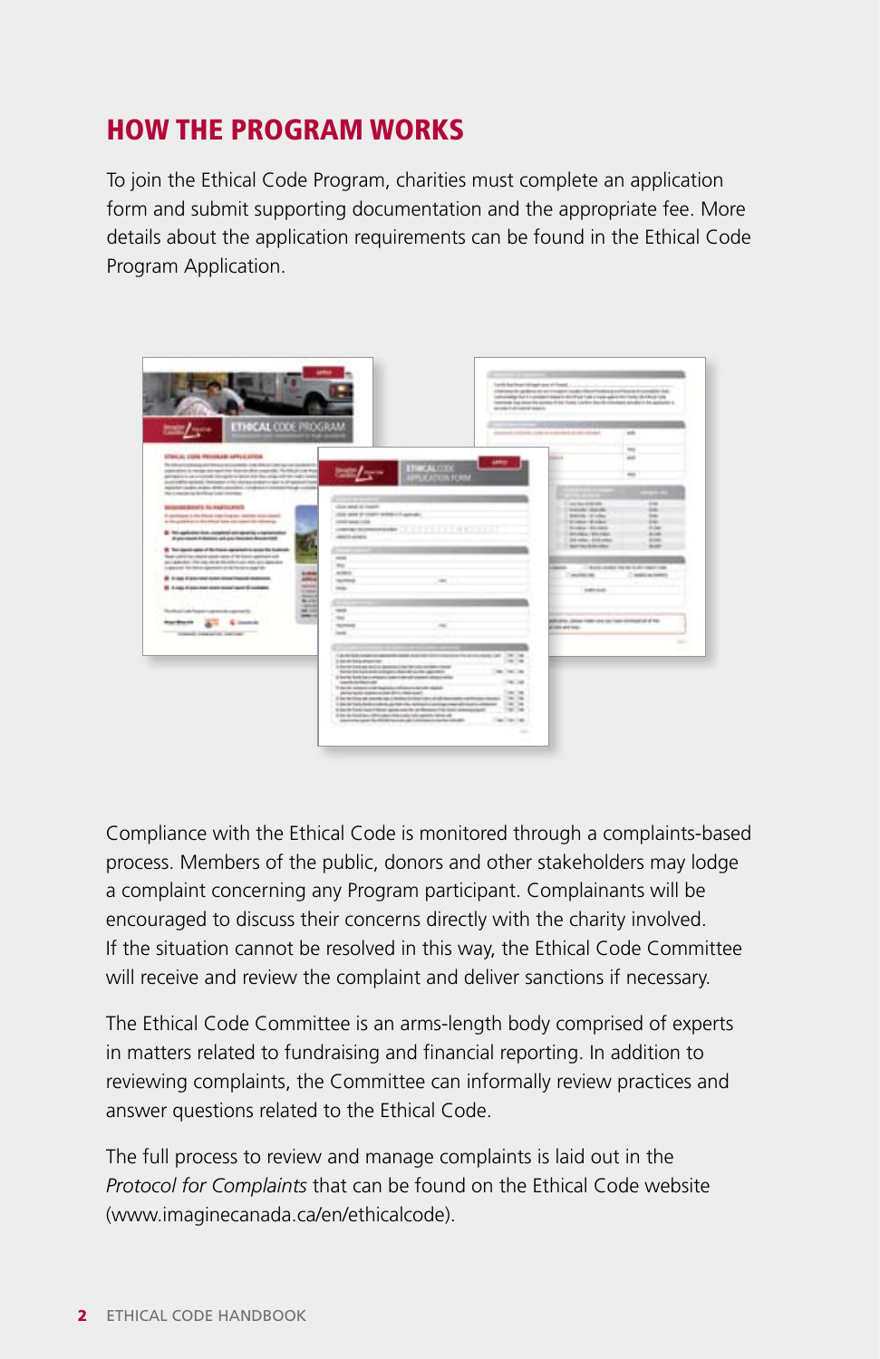## HOW THE PROGRAM WORKS

To join the Ethical Code Program, charities must complete an application form and submit supporting documentation and the appropriate fee. More details about the application requirements can be found in the Ethical Code Program Application.

Compliance with the Ethical Code is monitored through a complaints-based process. Members of the public, donors and other stakeholders may lodge a complaint concerning any Program participant. Complainants will be encouraged to discuss their concerns directly with the charity involved. If the situation cannot be resolved in this way, the Ethical Code Committee will receive and review the complaint and deliver sanctions if necessary.

The Ethical Code Committee is an arms-length body comprised of experts in matters related to fundraising and financial reporting. In addition to reviewing complaints, the Committee can informally review practices and answer questions related to the Ethical Code.

The full process to review and manage complaints is laid out in the *Protocol for Complaints* that can be found on the Ethical Code website (www.imaginecanada.ca/en/ethicalcode).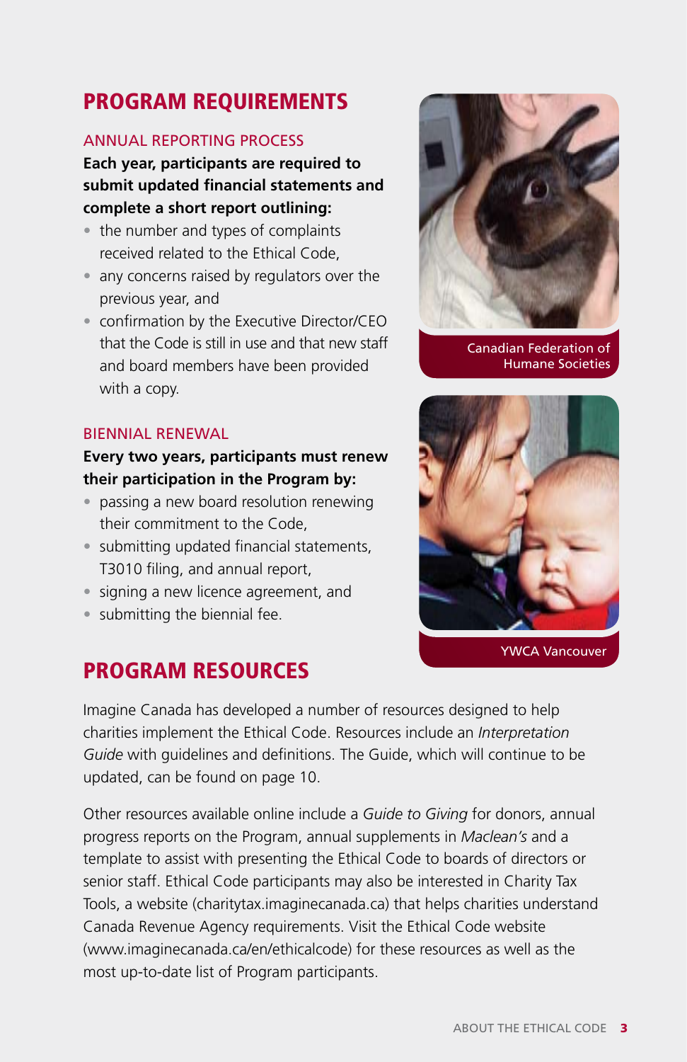# PROGRAM REQUIREMENTS

## ANNUAL REPORTING PROCESS

**Each year, participants are required to submit updated financial statements and complete a short report outlining:**

- the number and types of complaints received related to the Ethical Code,
- any concerns raised by regulators over the previous year, and
- confirmation by the Executive Director/CEO that the Code is still in use and that new staff and board members have been provided with a copy.

## BIENNIAL RENEWAL

**Every two years, participants must renew their participation in the Program by:**

- passing a new board resolution renewing their commitment to the Code,
- submitting updated financial statements, T3010 filing, and annual report,
- signing a new licence agreement, and
- submitting the biennial fee.

Canadian Federation of Humane Societies

YWCA Vancouver

# PROGRAM RESOURCES

Imagine Canada has developed a number of resources designed to help charities implement the Ethical Code. Resources include an *Interpretation Guide* with guidelines and definitions. The Guide, which will continue to be updated, can be found on page 10.

Other resources available online include a *Guide to Giving* for donors, annual progress reports on the Program, annual supplements in *Maclean's* and a template to assist with presenting the Ethical Code to boards of directors or senior staff. Ethical Code participants may also be interested in Charity Tax Tools, a website (charitytax.imaginecanada.ca) that helps charities understand Canada Revenue Agency requirements. Visit the Ethical Code website (www.imaginecanada.ca/en/ethicalcode) for these resources as well as the most up-to-date list of Program participants.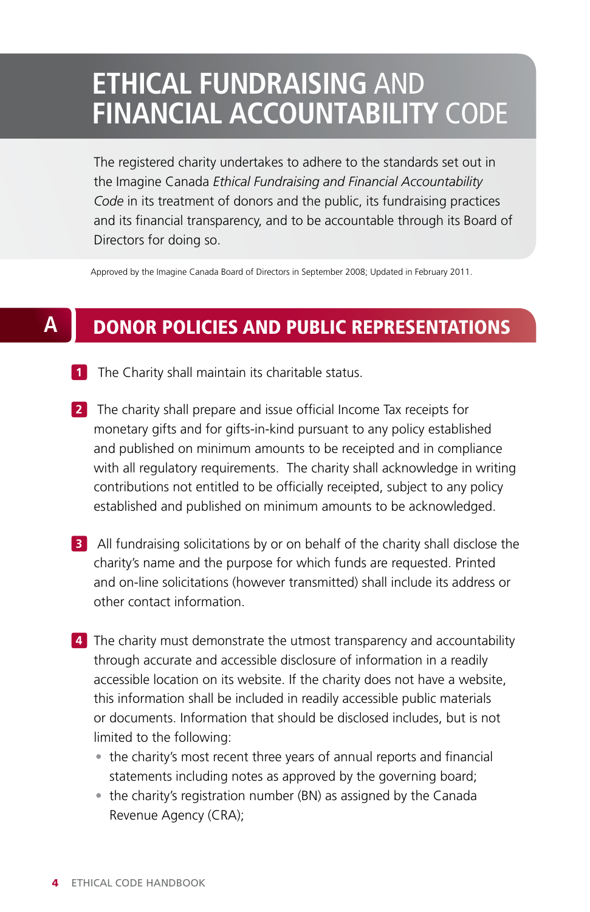# ETHICAL FUNDRAISING AND FINANCIAL ACCOUNTABILITY CODE

The registered charity undertakes to adhere to the standards set out in the Imagine Canada *Ethical Fundraising and Financial Accountability Code* in its treatment of donors and the public, its fundraising practices and its financial transparency, and to be accountable through its Board of Directors for doing so.

Approved by the Imagine Canada Board of Directors in September 2008; Updated in February 2011.

## A DONOR POLICIES AND PUBLIC REPRESENTATIONS

1. The Charity shall maintain its charitable status.

2. The charity shall prepare and issue official Income Tax receipts for monetary gifts and for gifts-in-kind pursuant to any policy established and published on minimum amounts to be receipted and in compliance with all regulatory requirements. The charity shall acknowledge in writing contributions not entitled to be officially receipted, subject to any policy established and published on minimum amounts to be acknowledged.

3. All fundraising solicitations by or on behalf of the charity shall disclose the charity's name and the purpose for which funds are requested. Printed and on-line solicitations (however transmitted) shall include its address or other contact information.

4. The charity must demonstrate the utmost transparency and accountability through accurate and accessible disclosure of information in a readily accessible location on its website. If the charity does not have a website, this information shall be included in readily accessible public materials or documents. Information that should be disclosed includes, but is not limited to the following:
   - the charity's most recent three years of annual reports and financial statements including notes as approved by the governing board;
   - the charity's registration number (BN) as assigned by the Canada Revenue Agency (CRA);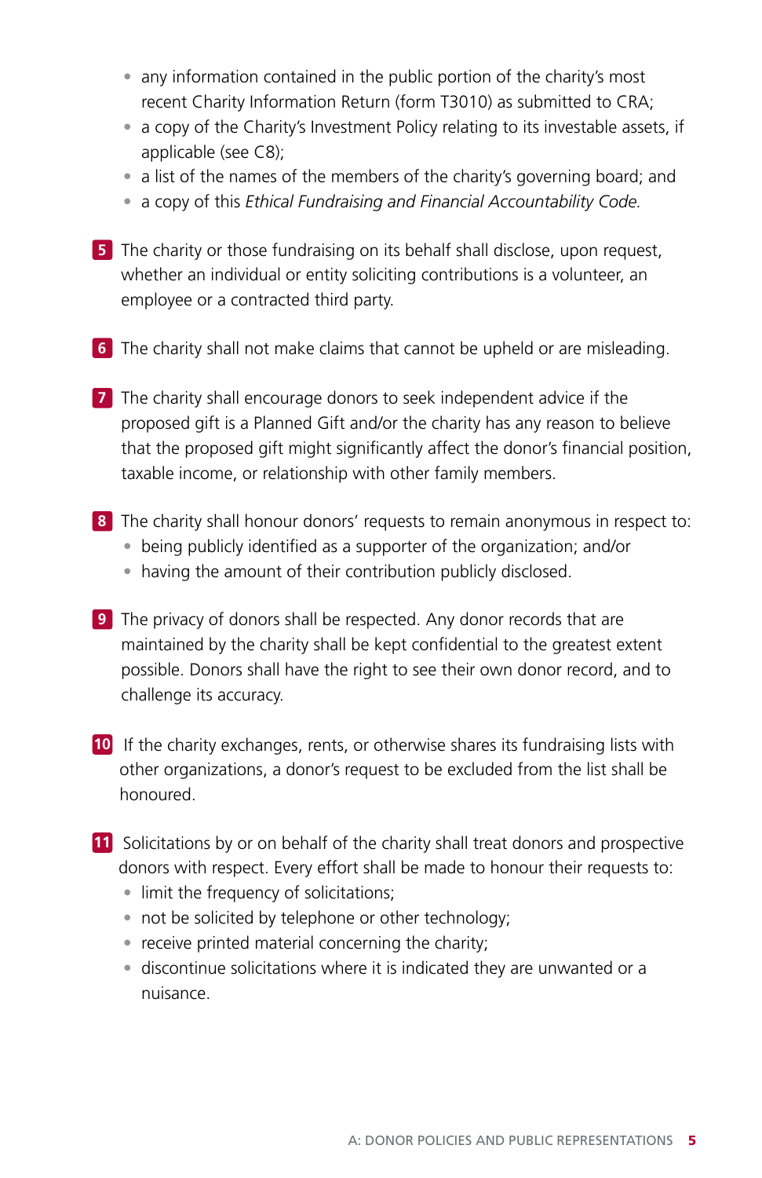- any information contained in the public portion of the charity's most recent Charity Information Return (form T3010) as submitted to CRA;
- a copy of the Charity's Investment Policy relating to its investable assets, if applicable (see C8);
- a list of the names of the members of the charity's governing board; and
- a copy of this *Ethical Fundraising and Financial Accountability Code.*

**5** The charity or those fundraising on its behalf shall disclose, upon request, whether an individual or entity soliciting contributions is a volunteer, an employee or a contracted third party.

**6** The charity shall not make claims that cannot be upheld or are misleading.

**7** The charity shall encourage donors to seek independent advice if the proposed gift is a Planned Gift and/or the charity has any reason to believe that the proposed gift might significantly affect the donor's financial position, taxable income, or relationship with other family members.

**8** The charity shall honour donors' requests to remain anonymous in respect to:

- being publicly identified as a supporter of the organization; and/or
- having the amount of their contribution publicly disclosed.

**9** The privacy of donors shall be respected. Any donor records that are maintained by the charity shall be kept confidential to the greatest extent possible. Donors shall have the right to see their own donor record, and to challenge its accuracy.

**10** If the charity exchanges, rents, or otherwise shares its fundraising lists with other organizations, a donor's request to be excluded from the list shall be honoured.

**11** Solicitations by or on behalf of the charity shall treat donors and prospective donors with respect. Every effort shall be made to honour their requests to:

- limit the frequency of solicitations;
- not be solicited by telephone or other technology;
- receive printed material concerning the charity;
- discontinue solicitations where it is indicated they are unwanted or a nuisance.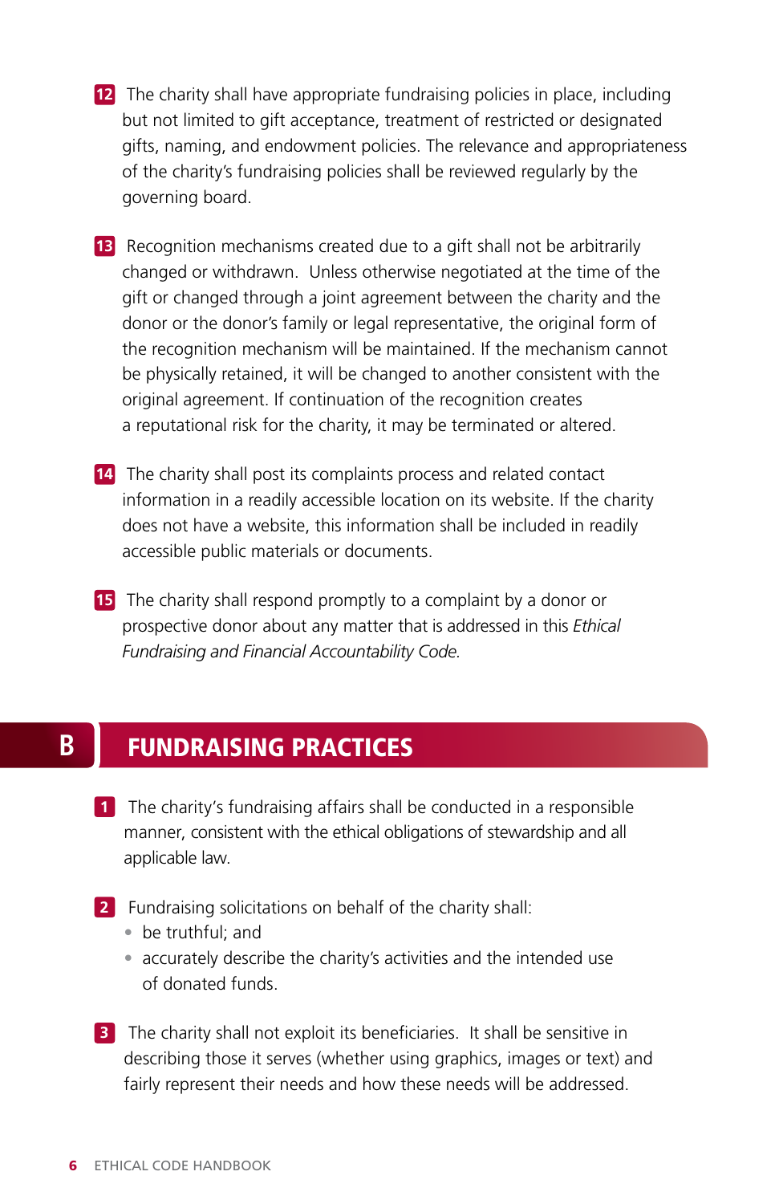12. The charity shall have appropriate fundraising policies in place, including but not limited to gift acceptance, treatment of restricted or designated gifts, naming, and endowment policies. The relevance and appropriateness of the charity's fundraising policies shall be reviewed regularly by the governing board.

13. Recognition mechanisms created due to a gift shall not be arbitrarily changed or withdrawn. Unless otherwise negotiated at the time of the gift or changed through a joint agreement between the charity and the donor or the donor's family or legal representative, the original form of the recognition mechanism will be maintained. If the mechanism cannot be physically retained, it will be changed to another consistent with the original agreement. If continuation of the recognition creates a reputational risk for the charity, it may be terminated or altered.

14. The charity shall post its complaints process and related contact information in a readily accessible location on its website. If the charity does not have a website, this information shall be included in readily accessible public materials or documents.

15. The charity shall respond promptly to a complaint by a donor or prospective donor about any matter that is addressed in this *Ethical Fundraising and Financial Accountability Code.*

## B FUNDRAISING PRACTICES

1. The charity's fundraising affairs shall be conducted in a responsible manner, consistent with the ethical obligations of stewardship and all applicable law.

2. Fundraising solicitations on behalf of the charity shall:
   - be truthful; and
   - accurately describe the charity's activities and the intended use of donated funds.

3. The charity shall not exploit its beneficiaries. It shall be sensitive in describing those it serves (whether using graphics, images or text) and fairly represent their needs and how these needs will be addressed.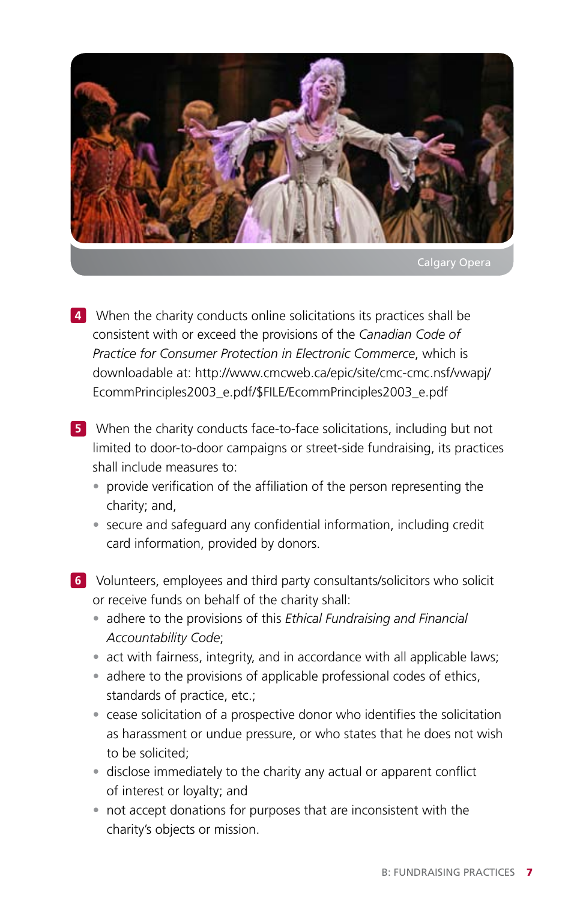Calgary Opera

4. When the charity conducts online solicitations its practices shall be consistent with or exceed the provisions of the *Canadian Code of Practice for Consumer Protection in Electronic Commerce*, which is downloadable at: http://www.cmcweb.ca/epic/site/cmc-cmc.nsf/vwapj/EcommPrinciples2003_e.pdf/$FILE/EcommPrinciples2003_e.pdf

5. When the charity conducts face-to-face solicitations, including but not limited to door-to-door campaigns or street-side fundraising, its practices shall include measures to:
   - provide verification of the affiliation of the person representing the charity; and,
   - secure and safeguard any confidential information, including credit card information, provided by donors.

6. Volunteers, employees and third party consultants/solicitors who solicit or receive funds on behalf of the charity shall:
   - adhere to the provisions of this *Ethical Fundraising and Financial Accountability Code*;
   - act with fairness, integrity, and in accordance with all applicable laws;
   - adhere to the provisions of applicable professional codes of ethics, standards of practice, etc.;
   - cease solicitation of a prospective donor who identifies the solicitation as harassment or undue pressure, or who states that he does not wish to be solicited;
   - disclose immediately to the charity any actual or apparent conflict of interest or loyalty; and
   - not accept donations for purposes that are inconsistent with the charity's objects or mission.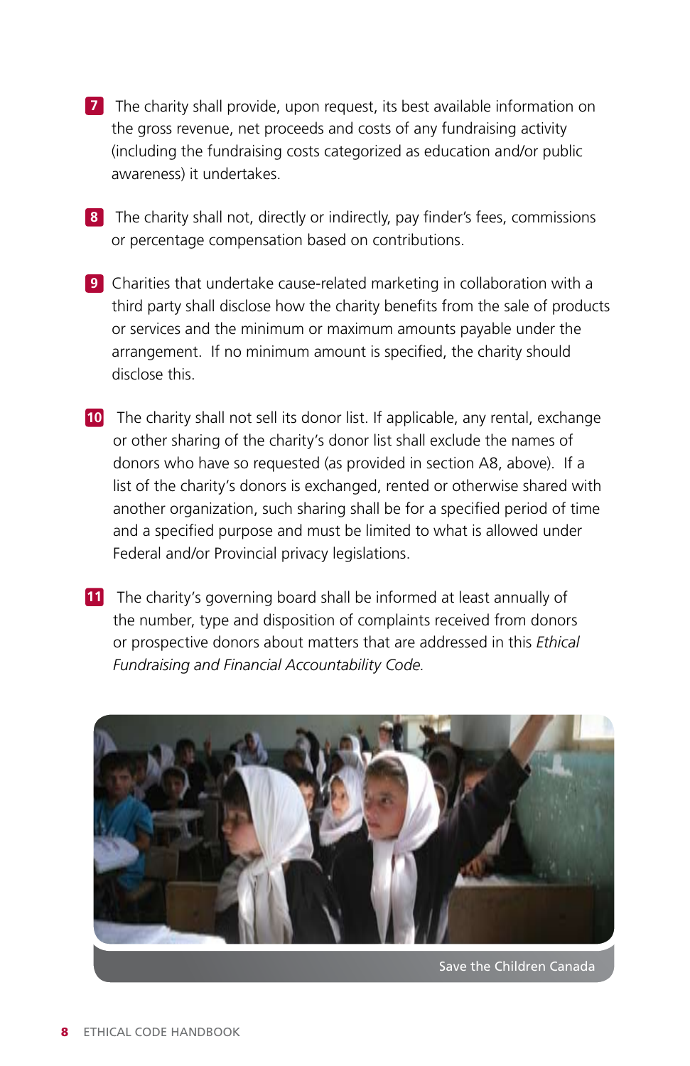7. The charity shall provide, upon request, its best available information on the gross revenue, net proceeds and costs of any fundraising activity (including the fundraising costs categorized as education and/or public awareness) it undertakes.

8. The charity shall not, directly or indirectly, pay finder's fees, commissions or percentage compensation based on contributions.

9. Charities that undertake cause-related marketing in collaboration with a third party shall disclose how the charity benefits from the sale of products or services and the minimum or maximum amounts payable under the arrangement. If no minimum amount is specified, the charity should disclose this.

10. The charity shall not sell its donor list. If applicable, any rental, exchange or other sharing of the charity's donor list shall exclude the names of donors who have so requested (as provided in section A8, above). If a list of the charity's donors is exchanged, rented or otherwise shared with another organization, such sharing shall be for a specified period of time and a specified purpose and must be limited to what is allowed under Federal and/or Provincial privacy legislations.

11. The charity's governing board shall be informed at least annually of the number, type and disposition of complaints received from donors or prospective donors about matters that are addressed in this *Ethical Fundraising and Financial Accountability Code.*

Save the Children Canada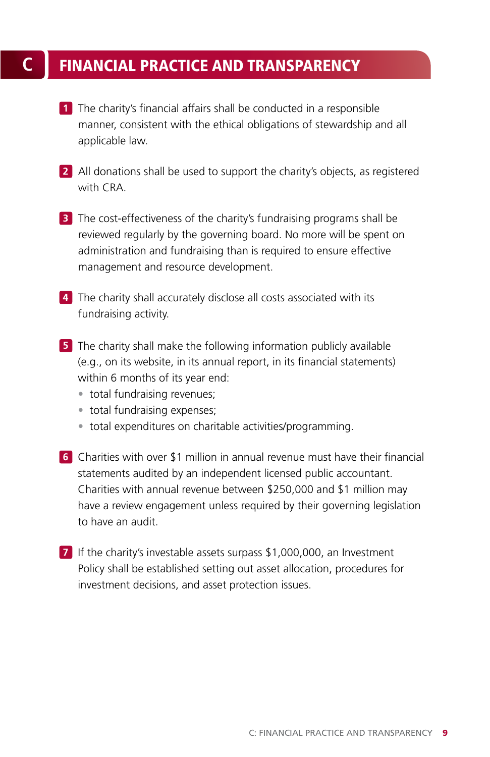## C FINANCIAL PRACTICE AND TRANSPARENCY

1. The charity's financial affairs shall be conducted in a responsible manner, consistent with the ethical obligations of stewardship and all applicable law.

2. All donations shall be used to support the charity's objects, as registered with CRA.

3. The cost-effectiveness of the charity's fundraising programs shall be reviewed regularly by the governing board. No more will be spent on administration and fundraising than is required to ensure effective management and resource development.

4. The charity shall accurately disclose all costs associated with its fundraising activity.

5. The charity shall make the following information publicly available (e.g., on its website, in its annual report, in its financial statements) within 6 months of its year end:
   - total fundraising revenues;
   - total fundraising expenses;
   - total expenditures on charitable activities/programming.

6. Charities with over $1 million in annual revenue must have their financial statements audited by an independent licensed public accountant. Charities with annual revenue between $250,000 and $1 million may have a review engagement unless required by their governing legislation to have an audit.

7. If the charity's investable assets surpass $1,000,000, an Investment Policy shall be established setting out asset allocation, procedures for investment decisions, and asset protection issues.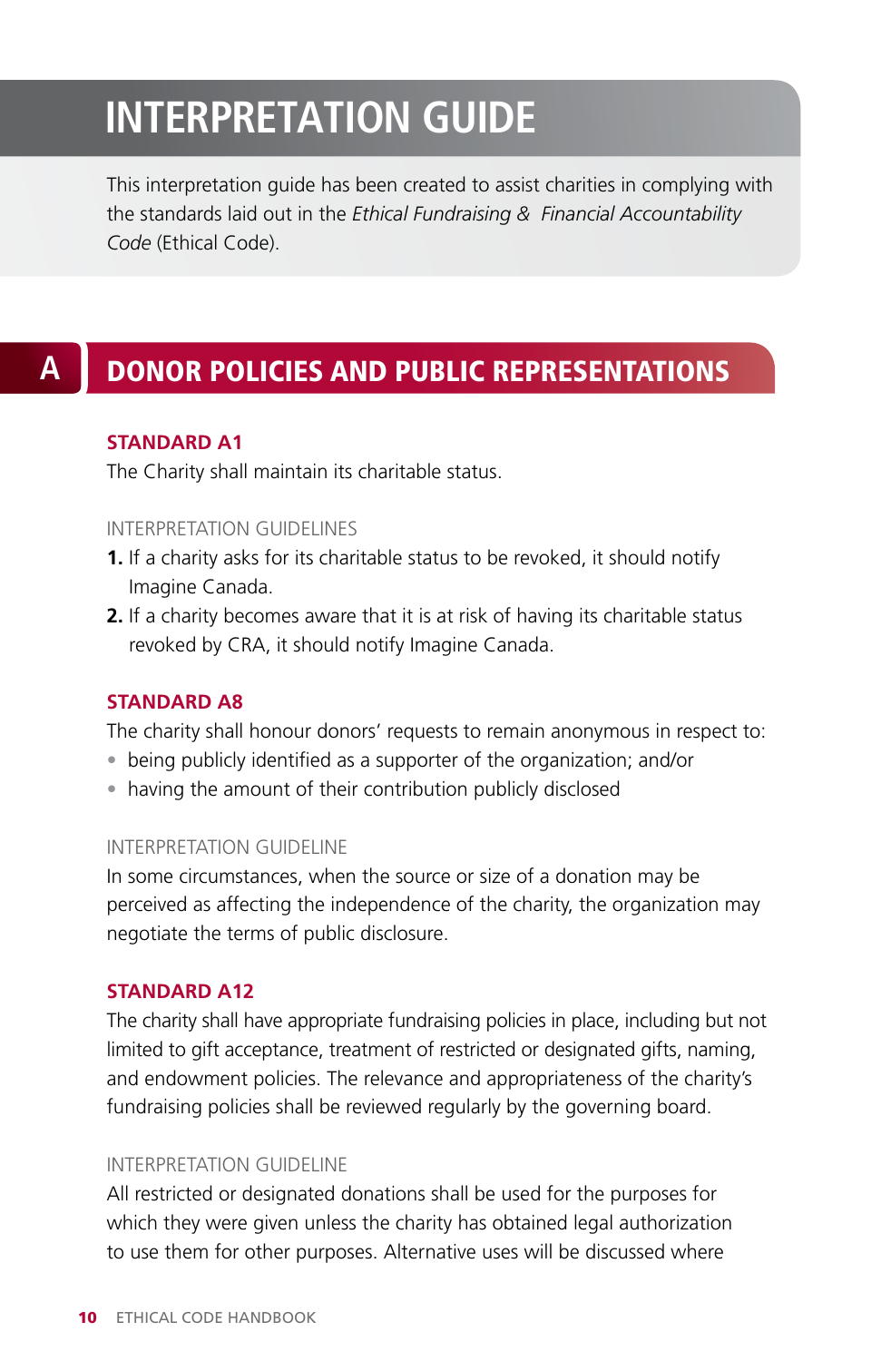# INTERPRETATION GUIDE

This interpretation guide has been created to assist charities in complying with the standards laid out in the *Ethical Fundraising & Financial Accountability Code* (Ethical Code).

## A DONOR POLICIES AND PUBLIC REPRESENTATIONS

### STANDARD A1

The Charity shall maintain its charitable status.

INTERPRETATION GUIDELINES

1. If a charity asks for its charitable status to be revoked, it should notify Imagine Canada.
2. If a charity becomes aware that it is at risk of having its charitable status revoked by CRA, it should notify Imagine Canada.

### STANDARD A8

The charity shall honour donors' requests to remain anonymous in respect to:

- being publicly identified as a supporter of the organization; and/or
- having the amount of their contribution publicly disclosed

INTERPRETATION GUIDELINE

In some circumstances, when the source or size of a donation may be perceived as affecting the independence of the charity, the organization may negotiate the terms of public disclosure.

### STANDARD A12

The charity shall have appropriate fundraising policies in place, including but not limited to gift acceptance, treatment of restricted or designated gifts, naming, and endowment policies. The relevance and appropriateness of the charity's fundraising policies shall be reviewed regularly by the governing board.

INTERPRETATION GUIDELINE

All restricted or designated donations shall be used for the purposes for which they were given unless the charity has obtained legal authorization to use them for other purposes. Alternative uses will be discussed where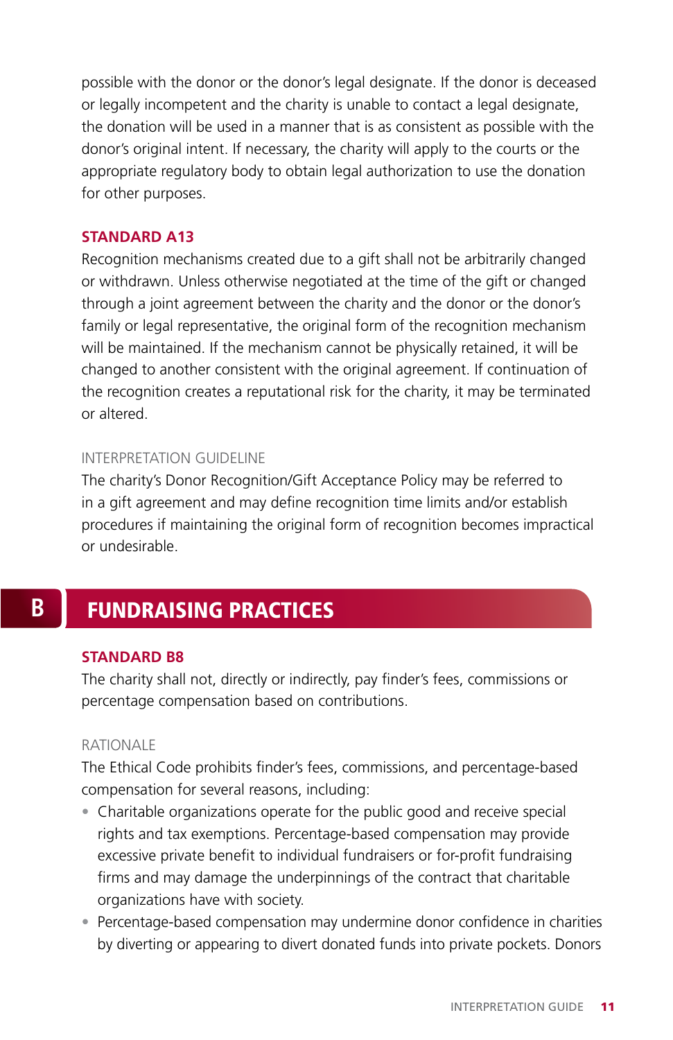possible with the donor or the donor's legal designate. If the donor is deceased or legally incompetent and the charity is unable to contact a legal designate, the donation will be used in a manner that is as consistent as possible with the donor's original intent. If necessary, the charity will apply to the courts or the appropriate regulatory body to obtain legal authorization to use the donation for other purposes.

### STANDARD A13

Recognition mechanisms created due to a gift shall not be arbitrarily changed or withdrawn. Unless otherwise negotiated at the time of the gift or changed through a joint agreement between the charity and the donor or the donor's family or legal representative, the original form of the recognition mechanism will be maintained. If the mechanism cannot be physically retained, it will be changed to another consistent with the original agreement. If continuation of the recognition creates a reputational risk for the charity, it may be terminated or altered.

#### INTERPRETATION GUIDELINE

The charity's Donor Recognition/Gift Acceptance Policy may be referred to in a gift agreement and may define recognition time limits and/or establish procedures if maintaining the original form of recognition becomes impractical or undesirable.

## B FUNDRAISING PRACTICES

### STANDARD B8

The charity shall not, directly or indirectly, pay finder's fees, commissions or percentage compensation based on contributions.

#### RATIONALE

The Ethical Code prohibits finder's fees, commissions, and percentage-based compensation for several reasons, including:

- Charitable organizations operate for the public good and receive special rights and tax exemptions. Percentage-based compensation may provide excessive private benefit to individual fundraisers or for-profit fundraising firms and may damage the underpinnings of the contract that charitable organizations have with society.
- Percentage-based compensation may undermine donor confidence in charities by diverting or appearing to divert donated funds into private pockets. Donors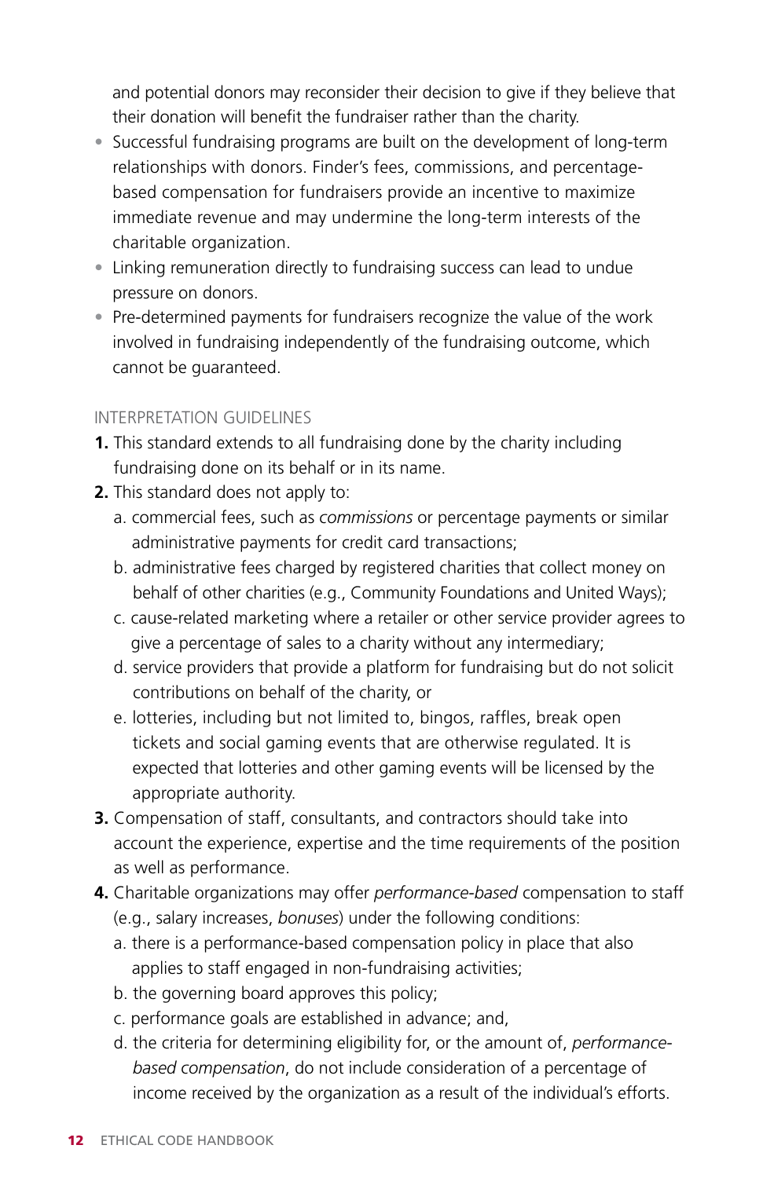and potential donors may reconsider their decision to give if they believe that their donation will benefit the fundraiser rather than the charity.

- Successful fundraising programs are built on the development of long-term relationships with donors. Finder's fees, commissions, and percentage-based compensation for fundraisers provide an incentive to maximize immediate revenue and may undermine the long-term interests of the charitable organization.
- Linking remuneration directly to fundraising success can lead to undue pressure on donors.
- Pre-determined payments for fundraisers recognize the value of the work involved in fundraising independently of the fundraising outcome, which cannot be guaranteed.

INTERPRETATION GUIDELINES

1. This standard extends to all fundraising done by the charity including fundraising done on its behalf or in its name.
2. This standard does not apply to:
   a. commercial fees, such as *commissions* or percentage payments or similar administrative payments for credit card transactions;
   b. administrative fees charged by registered charities that collect money on behalf of other charities (e.g., Community Foundations and United Ways);
   c. cause-related marketing where a retailer or other service provider agrees to give a percentage of sales to a charity without any intermediary;
   d. service providers that provide a platform for fundraising but do not solicit contributions on behalf of the charity, or
   e. lotteries, including but not limited to, bingos, raffles, break open tickets and social gaming events that are otherwise regulated. It is expected that lotteries and other gaming events will be licensed by the appropriate authority.
3. Compensation of staff, consultants, and contractors should take into account the experience, expertise and the time requirements of the position as well as performance.
4. Charitable organizations may offer *performance-based* compensation to staff (e.g., salary increases, *bonuses*) under the following conditions:
   a. there is a performance-based compensation policy in place that also applies to staff engaged in non-fundraising activities;
   b. the governing board approves this policy;
   c. performance goals are established in advance; and,
   d. the criteria for determining eligibility for, or the amount of, *performance-based compensation*, do not include consideration of a percentage of income received by the organization as a result of the individual's efforts.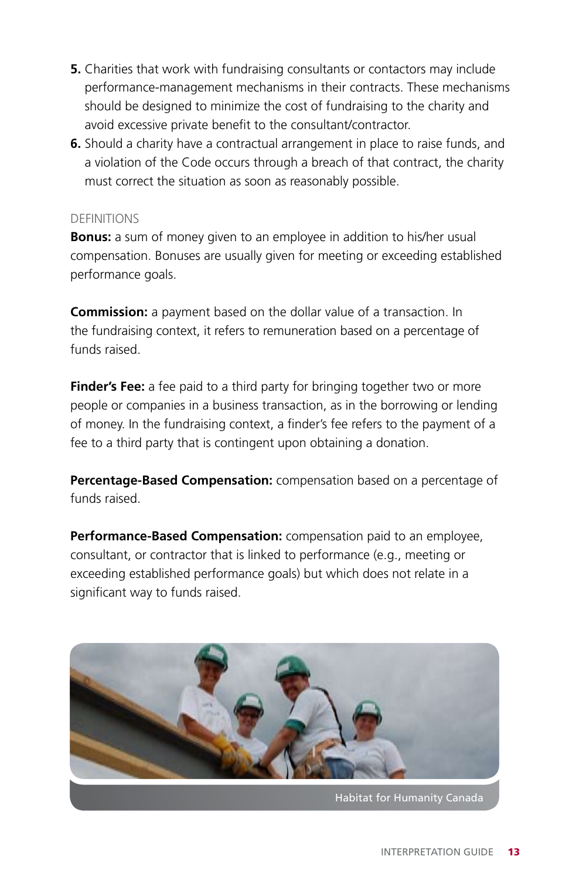5. Charities that work with fundraising consultants or contactors may include performance-management mechanisms in their contracts. These mechanisms should be designed to minimize the cost of fundraising to the charity and avoid excessive private benefit to the consultant/contractor.
6. Should a charity have a contractual arrangement in place to raise funds, and a violation of the Code occurs through a breach of that contract, the charity must correct the situation as soon as reasonably possible.

DEFINITIONS

**Bonus:** a sum of money given to an employee in addition to his/her usual compensation. Bonuses are usually given for meeting or exceeding established performance goals.

**Commission:** a payment based on the dollar value of a transaction. In the fundraising context, it refers to remuneration based on a percentage of funds raised.

**Finder's Fee:** a fee paid to a third party for bringing together two or more people or companies in a business transaction, as in the borrowing or lending of money. In the fundraising context, a finder's fee refers to the payment of a fee to a third party that is contingent upon obtaining a donation.

**Percentage-Based Compensation:** compensation based on a percentage of funds raised.

**Performance-Based Compensation:** compensation paid to an employee, consultant, or contractor that is linked to performance (e.g., meeting or exceeding established performance goals) but which does not relate in a significant way to funds raised.

Habitat for Humanity Canada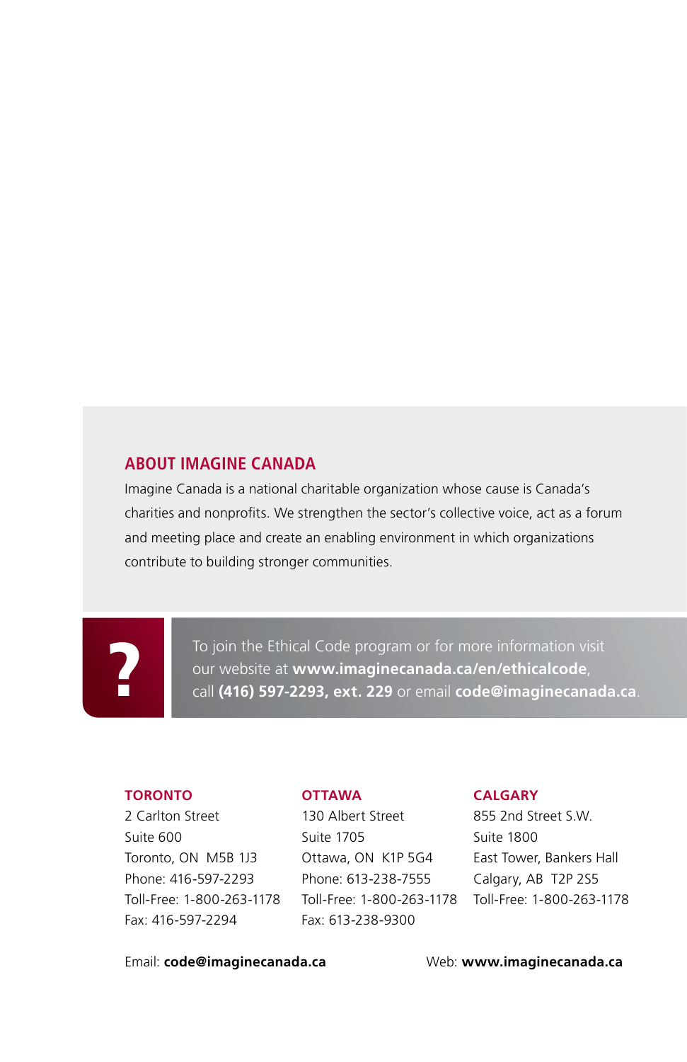## ABOUT IMAGINE CANADA

Imagine Canada is a national charitable organization whose cause is Canada's charities and nonprofits. We strengthen the sector's collective voice, act as a forum and meeting place and create an enabling environment in which organizations contribute to building stronger communities.

?

To join the Ethical Code program or for more information visit our website at **www.imaginecanada.ca/en/ethicalcode**, call **(416) 597-2293, ext. 229** or email **code@imaginecanada.ca**.

**TORONTO**
2 Carlton Street
Suite 600
Toronto, ON M5B 1J3
Phone: 416-597-2293
Toll-Free: 1-800-263-1178
Fax: 416-597-2294

**OTTAWA**
130 Albert Street
Suite 1705
Ottawa, ON K1P 5G4
Phone: 613-238-7555
Toll-Free: 1-800-263-1178
Fax: 613-238-9300

**CALGARY**
855 2nd Street S.W.
Suite 1800
East Tower, Bankers Hall
Calgary, AB T2P 2S5
Toll-Free: 1-800-263-1178

Email: **code@imaginecanada.ca**

Web: **www.imaginecanada.ca**